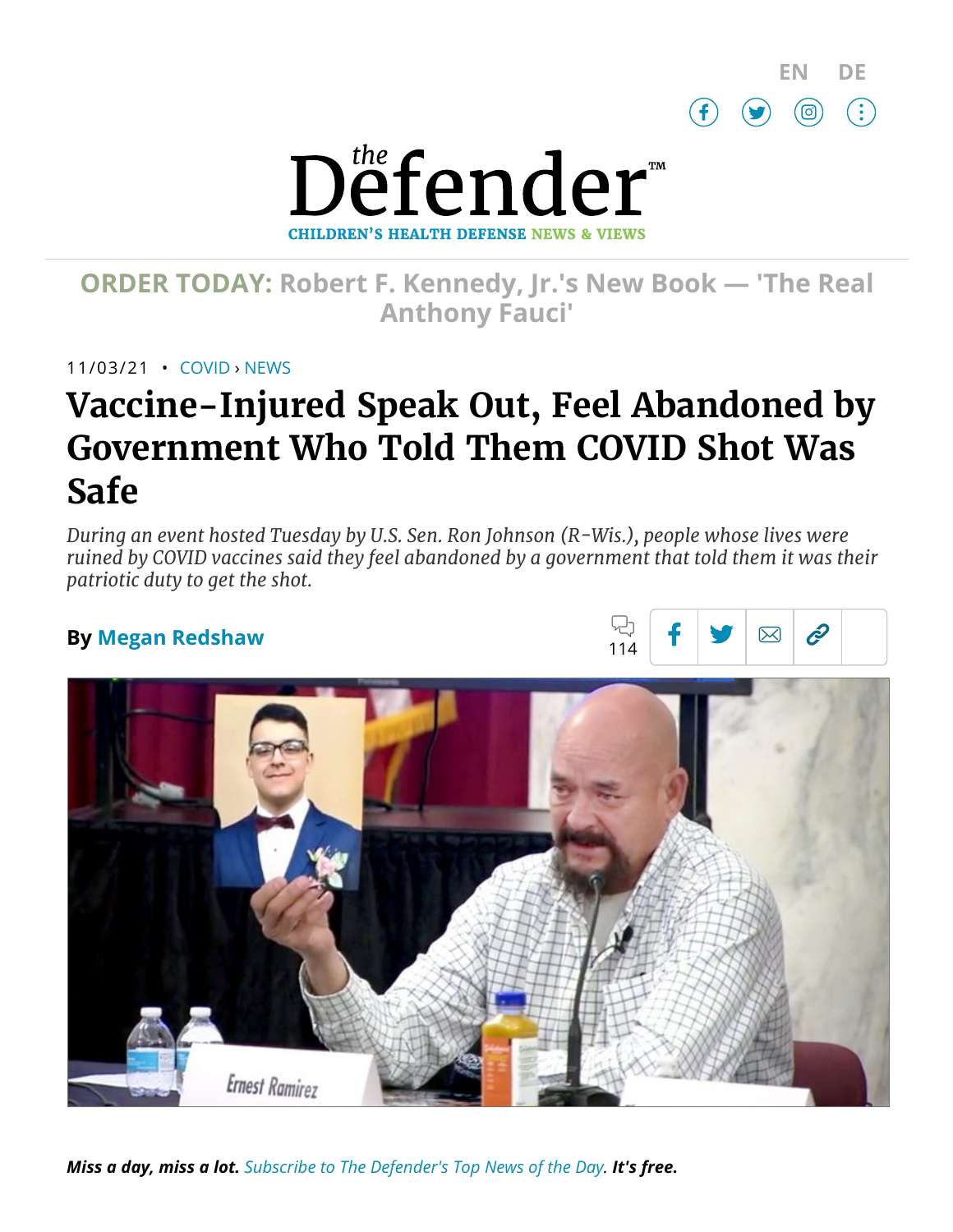EN DE

# the Defender™

CHILDREN'S HEALTH DEFENSE NEWS & VIEWS

**ORDER TODAY: Robert F. Kennedy, Jr.'s New Book — 'The Real Anthony Fauci'**

11/03/21 • COVID › NEWS

# Vaccine-Injured Speak Out, Feel Abandoned by Government Who Told Them COVID Shot Was Safe

*During an event hosted Tuesday by U.S. Sen. Ron Johnson (R-Wis.), people whose lives were ruined by COVID vaccines said they feel abandoned by a government that told them it was their patriotic duty to get the shot.*

**By Megan Redshaw**

114

Ernest Ramirez

***Miss a day, miss a lot.*** *Subscribe to The Defender's Top News of the Day.* ***It's free.***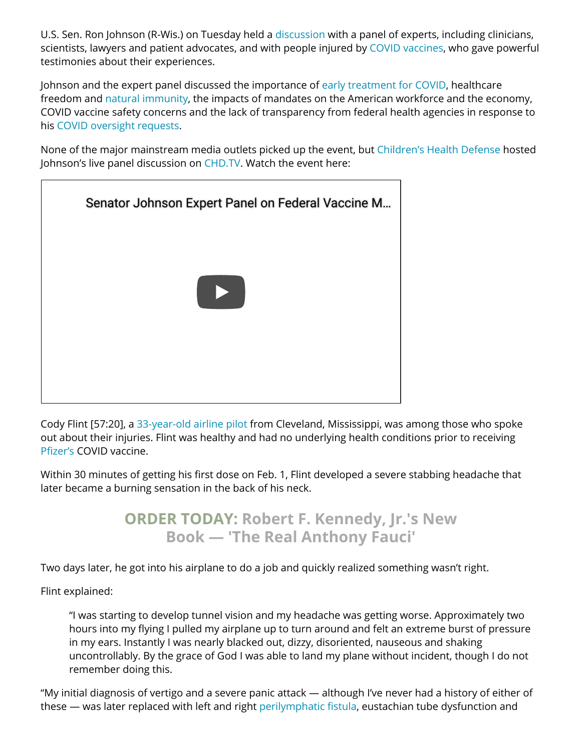U.S. Sen. Ron Johnson (R-Wis.) on Tuesday held a discussion with a panel of experts, including clinicians, scientists, lawyers and patient advocates, and with people injured by COVID vaccines, who gave powerful testimonies about their experiences.

Johnson and the expert panel discussed the importance of early treatment for COVID, healthcare freedom and natural immunity, the impacts of mandates on the American workforce and the economy, COVID vaccine safety concerns and the lack of transparency from federal health agencies in response to his COVID oversight requests.

None of the major mainstream media outlets picked up the event, but Children's Health Defense hosted Johnson's live panel discussion on CHD.TV. Watch the event here:

Senator Johnson Expert Panel on Federal Vaccine M...

Cody Flint [57:20], a 33-year-old airline pilot from Cleveland, Mississippi, was among those who spoke out about their injuries. Flint was healthy and had no underlying health conditions prior to receiving Pfizer's COVID vaccine.

Within 30 minutes of getting his first dose on Feb. 1, Flint developed a severe stabbing headache that later became a burning sensation in the back of his neck.

**ORDER TODAY: Robert F. Kennedy, Jr.'s New Book — 'The Real Anthony Fauci'**

Two days later, he got into his airplane to do a job and quickly realized something wasn't right.

Flint explained:

> "I was starting to develop tunnel vision and my headache was getting worse. Approximately two hours into my flying I pulled my airplane up to turn around and felt an extreme burst of pressure in my ears. Instantly I was nearly blacked out, dizzy, disoriented, nauseous and shaking uncontrollably. By the grace of God I was able to land my plane without incident, though I do not remember doing this.

"My initial diagnosis of vertigo and a severe panic attack — although I've never had a history of either of these — was later replaced with left and right perilymphatic fistula, eustachian tube dysfunction and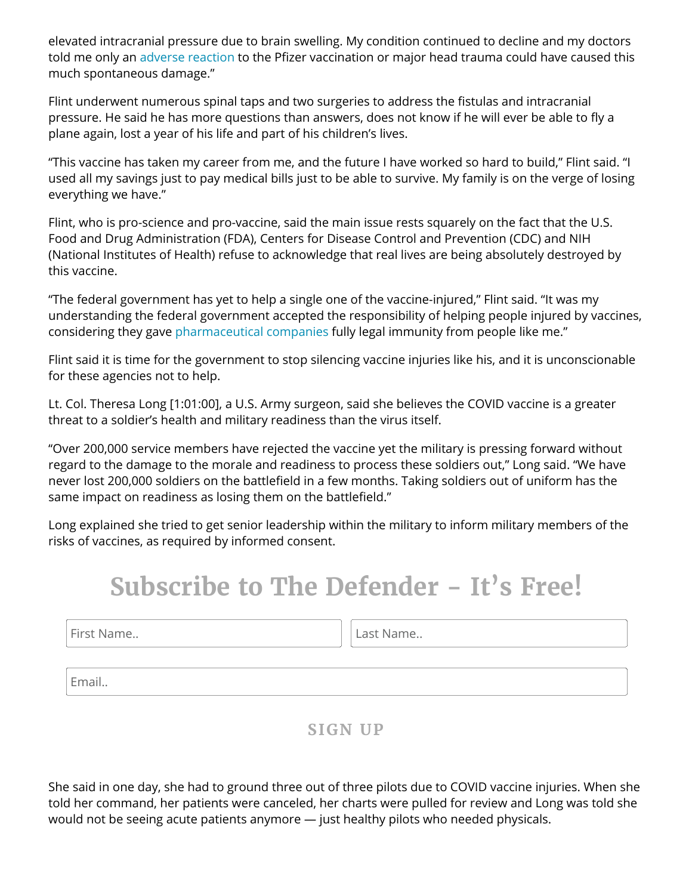elevated intracranial pressure due to brain swelling. My condition continued to decline and my doctors told me only an adverse reaction to the Pfizer vaccination or major head trauma could have caused this much spontaneous damage."

Flint underwent numerous spinal taps and two surgeries to address the fistulas and intracranial pressure. He said he has more questions than answers, does not know if he will ever be able to fly a plane again, lost a year of his life and part of his children's lives.

"This vaccine has taken my career from me, and the future I have worked so hard to build," Flint said. "I used all my savings just to pay medical bills just to be able to survive. My family is on the verge of losing everything we have."

Flint, who is pro-science and pro-vaccine, said the main issue rests squarely on the fact that the U.S. Food and Drug Administration (FDA), Centers for Disease Control and Prevention (CDC) and NIH (National Institutes of Health) refuse to acknowledge that real lives are being absolutely destroyed by this vaccine.

"The federal government has yet to help a single one of the vaccine-injured," Flint said. "It was my understanding the federal government accepted the responsibility of helping people injured by vaccines, considering they gave pharmaceutical companies fully legal immunity from people like me."

Flint said it is time for the government to stop silencing vaccine injuries like his, and it is unconscionable for these agencies not to help.

Lt. Col. Theresa Long [1:01:00], a U.S. Army surgeon, said she believes the COVID vaccine is a greater threat to a soldier's health and military readiness than the virus itself.

"Over 200,000 service members have rejected the vaccine yet the military is pressing forward without regard to the damage to the morale and readiness to process these soldiers out," Long said. "We have never lost 200,000 soldiers on the battlefield in a few months. Taking soldiers out of uniform has the same impact on readiness as losing them on the battlefield."

Long explained she tried to get senior leadership within the military to inform military members of the risks of vaccines, as required by informed consent.

## Subscribe to The Defender – It's Free!

First Name..

Last Name..

Email..

SIGN UP

She said in one day, she had to ground three out of three pilots due to COVID vaccine injuries. When she told her command, her patients were canceled, her charts were pulled for review and Long was told she would not be seeing acute patients anymore — just healthy pilots who needed physicals.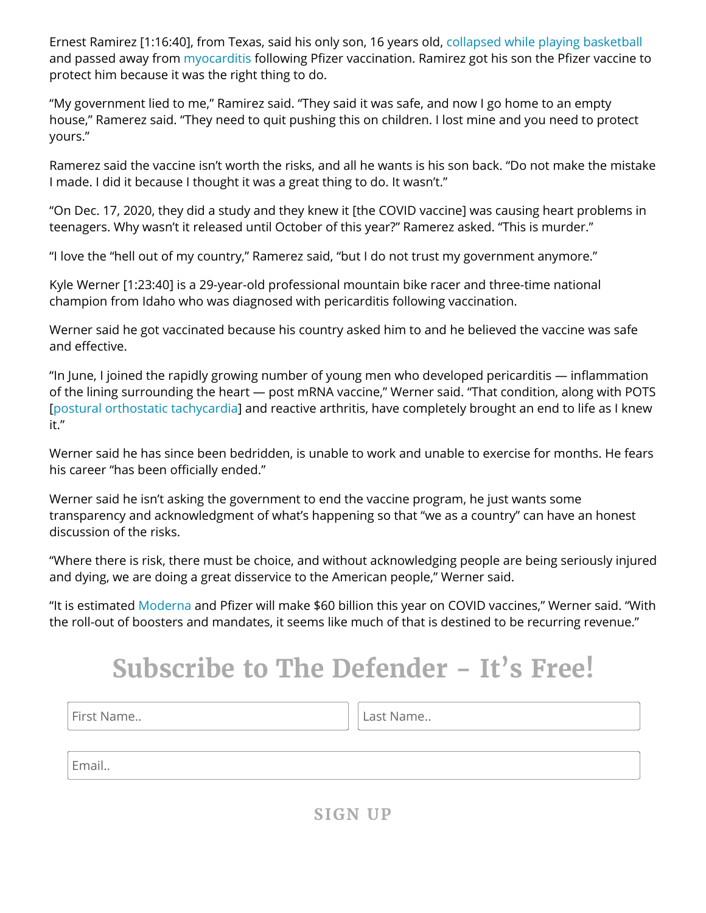Ernest Ramirez [1:16:40], from Texas, said his only son, 16 years old, collapsed while playing basketball and passed away from myocarditis following Pfizer vaccination. Ramirez got his son the Pfizer vaccine to protect him because it was the right thing to do.

"My government lied to me," Ramirez said. "They said it was safe, and now I go home to an empty house," Ramerez said. "They need to quit pushing this on children. I lost mine and you need to protect yours."

Ramerez said the vaccine isn't worth the risks, and all he wants is his son back. "Do not make the mistake I made. I did it because I thought it was a great thing to do. It wasn't."

"On Dec. 17, 2020, they did a study and they knew it [the COVID vaccine] was causing heart problems in teenagers. Why wasn't it released until October of this year?" Ramerez asked. "This is murder."

"I love the "hell out of my country," Ramerez said, "but I do not trust my government anymore."

Kyle Werner [1:23:40] is a 29-year-old professional mountain bike racer and three-time national champion from Idaho who was diagnosed with pericarditis following vaccination.

Werner said he got vaccinated because his country asked him to and he believed the vaccine was safe and effective.

"In June, I joined the rapidly growing number of young men who developed pericarditis — inflammation of the lining surrounding the heart — post mRNA vaccine," Werner said. "That condition, along with POTS [postural orthostatic tachycardia] and reactive arthritis, have completely brought an end to life as I knew it."

Werner said he has since been bedridden, is unable to work and unable to exercise for months. He fears his career "has been officially ended."

Werner said he isn't asking the government to end the vaccine program, he just wants some transparency and acknowledgment of what's happening so that "we as a country" can have an honest discussion of the risks.

"Where there is risk, there must be choice, and without acknowledging people are being seriously injured and dying, we are doing a great disservice to the American people," Werner said.

"It is estimated Moderna and Pfizer will make $60 billion this year on COVID vaccines," Werner said. "With the roll-out of boosters and mandates, it seems like much of that is destined to be recurring revenue."

## Subscribe to The Defender – It's Free!

First Name..

Last Name..

Email..

SIGN UP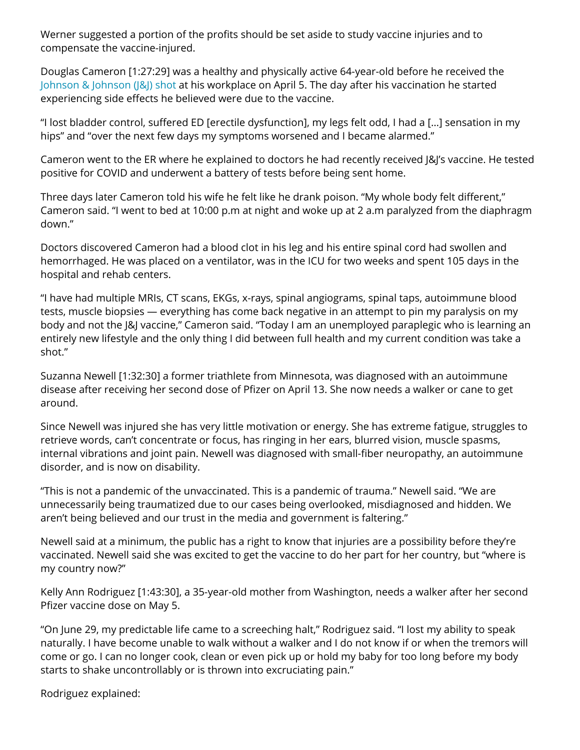Werner suggested a portion of the profits should be set aside to study vaccine injuries and to compensate the vaccine-injured.

Douglas Cameron [1:27:29] was a healthy and physically active 64-year-old before he received the Johnson & Johnson (J&J) shot at his workplace on April 5. The day after his vaccination he started experiencing side effects he believed were due to the vaccine.

"I lost bladder control, suffered ED [erectile dysfunction], my legs felt odd, I had a […] sensation in my hips" and "over the next few days my symptoms worsened and I became alarmed."

Cameron went to the ER where he explained to doctors he had recently received J&J's vaccine. He tested positive for COVID and underwent a battery of tests before being sent home.

Three days later Cameron told his wife he felt like he drank poison. "My whole body felt different," Cameron said. "I went to bed at 10:00 p.m at night and woke up at 2 a.m paralyzed from the diaphragm down."

Doctors discovered Cameron had a blood clot in his leg and his entire spinal cord had swollen and hemorrhaged. He was placed on a ventilator, was in the ICU for two weeks and spent 105 days in the hospital and rehab centers.

"I have had multiple MRIs, CT scans, EKGs, x-rays, spinal angiograms, spinal taps, autoimmune blood tests, muscle biopsies — everything has come back negative in an attempt to pin my paralysis on my body and not the J&J vaccine," Cameron said. "Today I am an unemployed paraplegic who is learning an entirely new lifestyle and the only thing I did between full health and my current condition was take a shot."

Suzanna Newell [1:32:30] a former triathlete from Minnesota, was diagnosed with an autoimmune disease after receiving her second dose of Pfizer on April 13. She now needs a walker or cane to get around.

Since Newell was injured she has very little motivation or energy. She has extreme fatigue, struggles to retrieve words, can't concentrate or focus, has ringing in her ears, blurred vision, muscle spasms, internal vibrations and joint pain. Newell was diagnosed with small-fiber neuropathy, an autoimmune disorder, and is now on disability.

"This is not a pandemic of the unvaccinated. This is a pandemic of trauma." Newell said. "We are unnecessarily being traumatized due to our cases being overlooked, misdiagnosed and hidden. We aren't being believed and our trust in the media and government is faltering."

Newell said at a minimum, the public has a right to know that injuries are a possibility before they're vaccinated. Newell said she was excited to get the vaccine to do her part for her country, but "where is my country now?"

Kelly Ann Rodriguez [1:43:30], a 35-year-old mother from Washington, needs a walker after her second Pfizer vaccine dose on May 5.

"On June 29, my predictable life came to a screeching halt," Rodriguez said. "I lost my ability to speak naturally. I have become unable to walk without a walker and I do not know if or when the tremors will come or go. I can no longer cook, clean or even pick up or hold my baby for too long before my body starts to shake uncontrollably or is thrown into excruciating pain."

Rodriguez explained: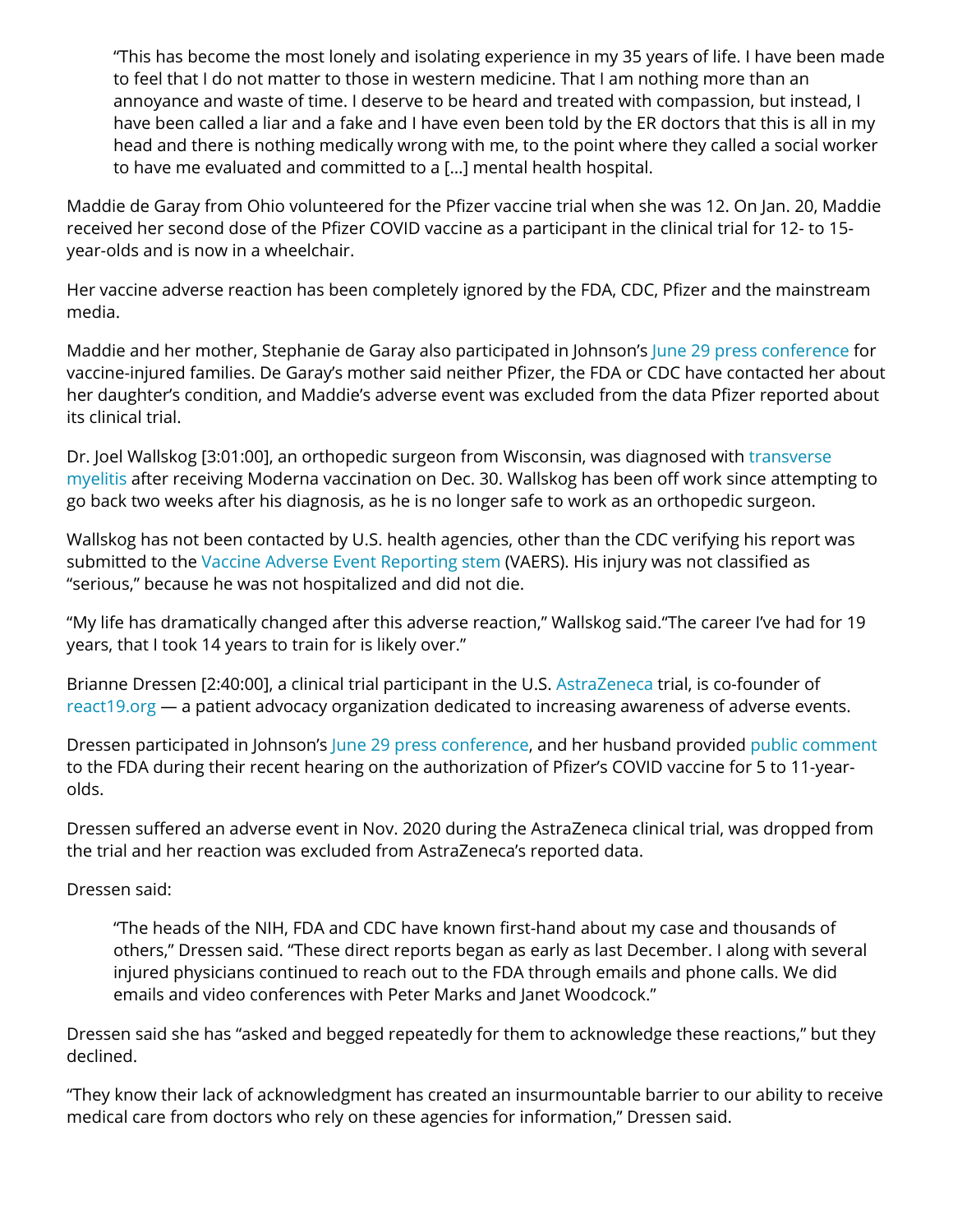> “This has become the most lonely and isolating experience in my 35 years of life. I have been made to feel that I do not matter to those in western medicine. That I am nothing more than an annoyance and waste of time. I deserve to be heard and treated with compassion, but instead, I have been called a liar and a fake and I have even been told by the ER doctors that this is all in my head and there is nothing medically wrong with me, to the point where they called a social worker to have me evaluated and committed to a […] mental health hospital.

Maddie de Garay from Ohio volunteered for the Pfizer vaccine trial when she was 12. On Jan. 20, Maddie received her second dose of the Pfizer COVID vaccine as a participant in the clinical trial for 12- to 15-year-olds and is now in a wheelchair.

Her vaccine adverse reaction has been completely ignored by the FDA, CDC, Pfizer and the mainstream media.

Maddie and her mother, Stephanie de Garay also participated in Johnson’s June 29 press conference for vaccine-injured families. De Garay’s mother said neither Pfizer, the FDA or CDC have contacted her about her daughter’s condition, and Maddie’s adverse event was excluded from the data Pfizer reported about its clinical trial.

Dr. Joel Wallskog [3:01:00], an orthopedic surgeon from Wisconsin, was diagnosed with transverse myelitis after receiving Moderna vaccination on Dec. 30. Wallskog has been off work since attempting to go back two weeks after his diagnosis, as he is no longer safe to work as an orthopedic surgeon.

Wallskog has not been contacted by U.S. health agencies, other than the CDC verifying his report was submitted to the Vaccine Adverse Event Reporting stem (VAERS). His injury was not classified as “serious,” because he was not hospitalized and did not die.

“My life has dramatically changed after this adverse reaction,” Wallskog said.“The career I’ve had for 19 years, that I took 14 years to train for is likely over.”

Brianne Dressen [2:40:00], a clinical trial participant in the U.S. AstraZeneca trial, is co-founder of react19.org — a patient advocacy organization dedicated to increasing awareness of adverse events.

Dressen participated in Johnson’s June 29 press conference, and her husband provided public comment to the FDA during their recent hearing on the authorization of Pfizer’s COVID vaccine for 5 to 11-year-olds.

Dressen suffered an adverse event in Nov. 2020 during the AstraZeneca clinical trial, was dropped from the trial and her reaction was excluded from AstraZeneca’s reported data.

Dressen said:

> “The heads of the NIH, FDA and CDC have known first-hand about my case and thousands of others,” Dressen said. “These direct reports began as early as last December. I along with several injured physicians continued to reach out to the FDA through emails and phone calls. We did emails and video conferences with Peter Marks and Janet Woodcock.”

Dressen said she has “asked and begged repeatedly for them to acknowledge these reactions,” but they declined.

“They know their lack of acknowledgment has created an insurmountable barrier to our ability to receive medical care from doctors who rely on these agencies for information,” Dressen said.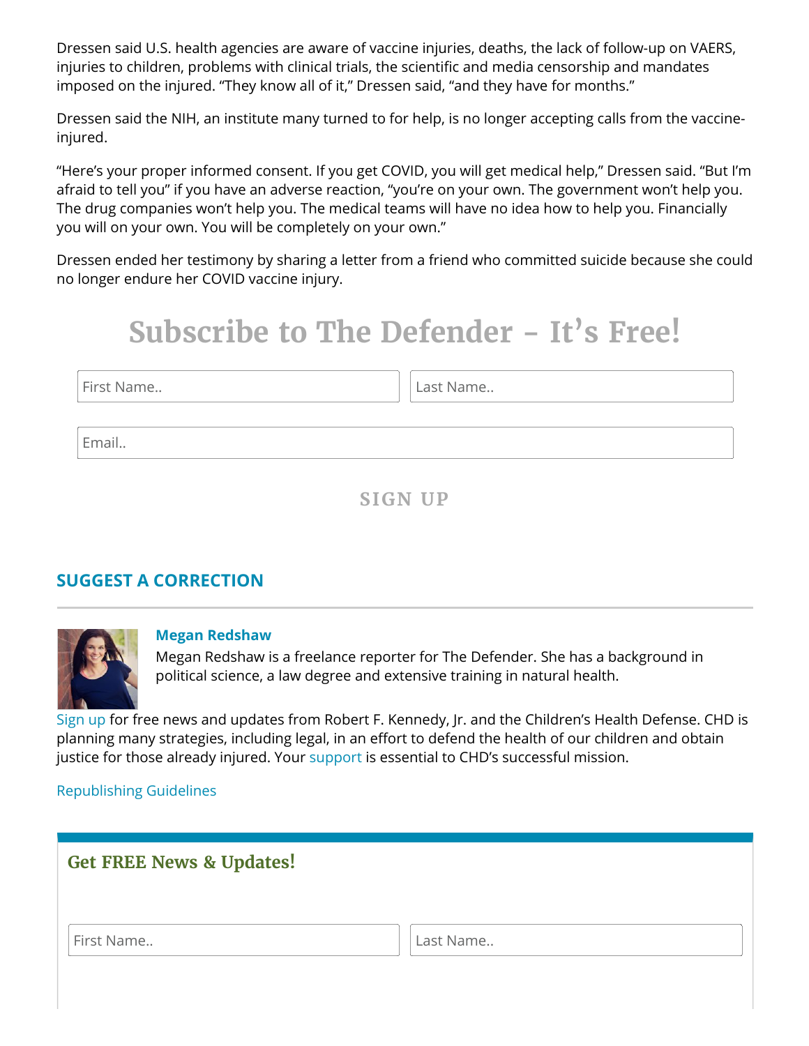Dressen said U.S. health agencies are aware of vaccine injuries, deaths, the lack of follow-up on VAERS, injuries to children, problems with clinical trials, the scientific and media censorship and mandates imposed on the injured. "They know all of it," Dressen said, "and they have for months."

Dressen said the NIH, an institute many turned to for help, is no longer accepting calls from the vaccine-injured.

"Here's your proper informed consent. If you get COVID, you will get medical help," Dressen said. "But I'm afraid to tell you" if you have an adverse reaction, "you're on your own. The government won't help you. The drug companies won't help you. The medical teams will have no idea how to help you. Financially you will on your own. You will be completely on your own."

Dressen ended her testimony by sharing a letter from a friend who committed suicide because she could no longer endure her COVID vaccine injury.

## Subscribe to The Defender – It's Free!

First Name..

Last Name..

Email..

SIGN UP

### SUGGEST A CORRECTION

**Megan Redshaw**

Megan Redshaw is a freelance reporter for The Defender. She has a background in political science, a law degree and extensive training in natural health.

Sign up for free news and updates from Robert F. Kennedy, Jr. and the Children's Health Defense. CHD is planning many strategies, including legal, in an effort to defend the health of our children and obtain justice for those already injured. Your support is essential to CHD's successful mission.

Republishing Guidelines

### Get FREE News & Updates!

First Name..

Last Name..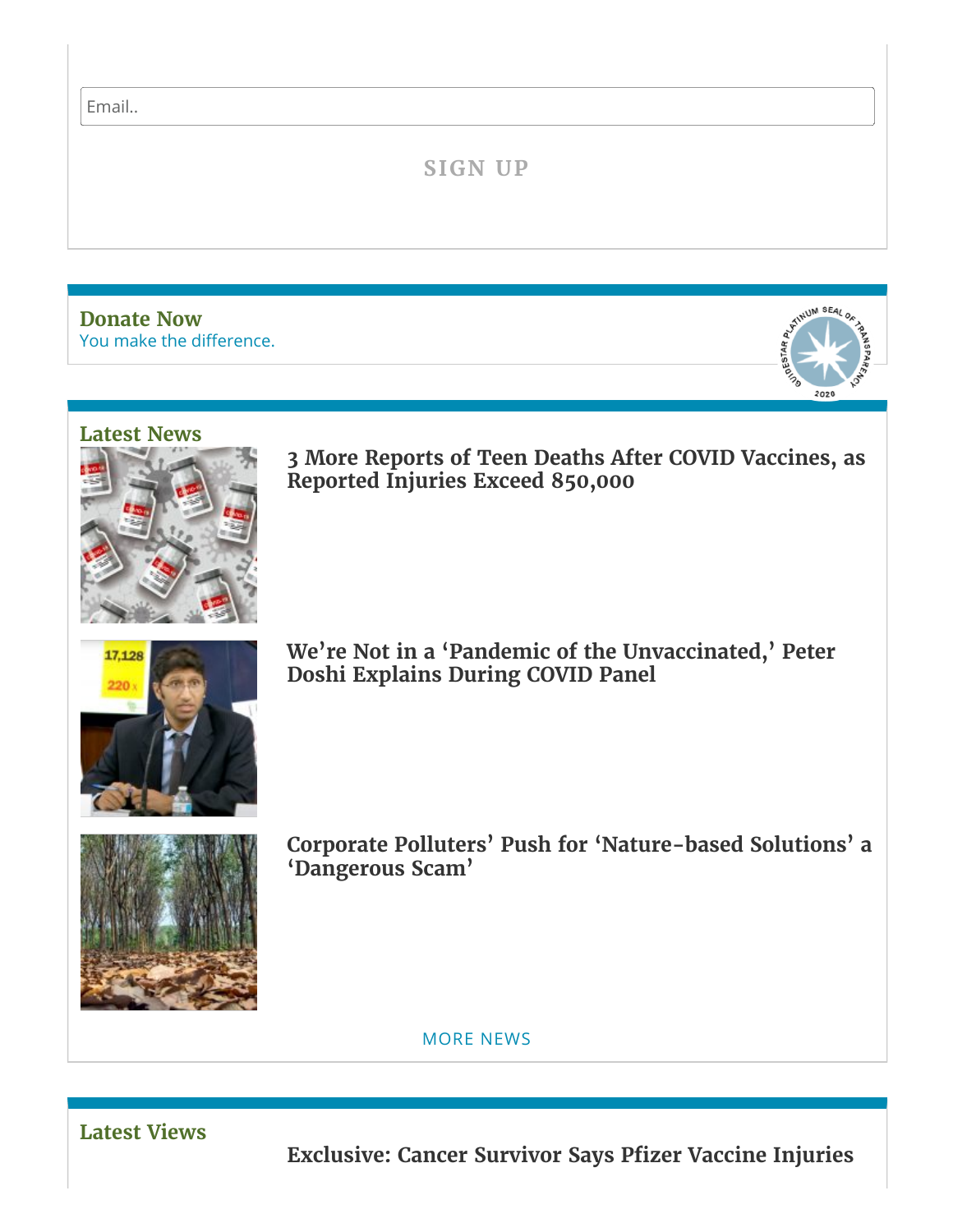Email..

SIGN UP

## Donate Now

You make the difference.

## Latest News

### 3 More Reports of Teen Deaths After COVID Vaccines, as Reported Injuries Exceed 850,000

### We're Not in a 'Pandemic of the Unvaccinated,' Peter Doshi Explains During COVID Panel

### Corporate Polluters' Push for 'Nature-based Solutions' a 'Dangerous Scam'

MORE NEWS

## Latest Views

### Exclusive: Cancer Survivor Says Pfizer Vaccine Injuries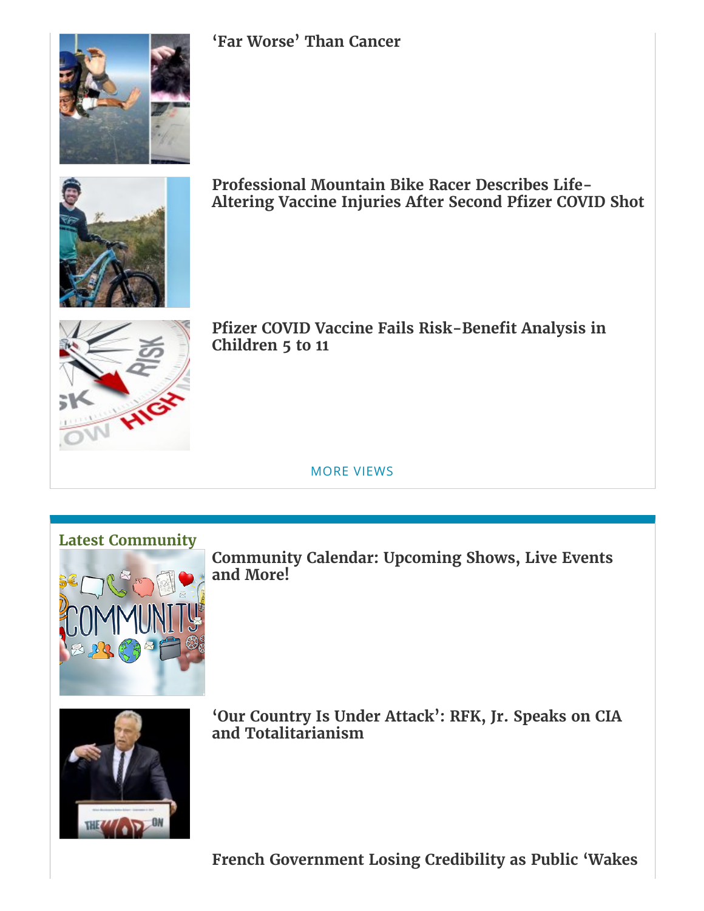**'Far Worse' Than Cancer**

**Professional Mountain Bike Racer Describes Life-Altering Vaccine Injuries After Second Pfizer COVID Shot**

**Pfizer COVID Vaccine Fails Risk-Benefit Analysis in Children 5 to 11**

MORE VIEWS

## Latest Community

**Community Calendar: Upcoming Shows, Live Events and More!**

**'Our Country Is Under Attack': RFK, Jr. Speaks on CIA and Totalitarianism**

**French Government Losing Credibility as Public 'Wakes**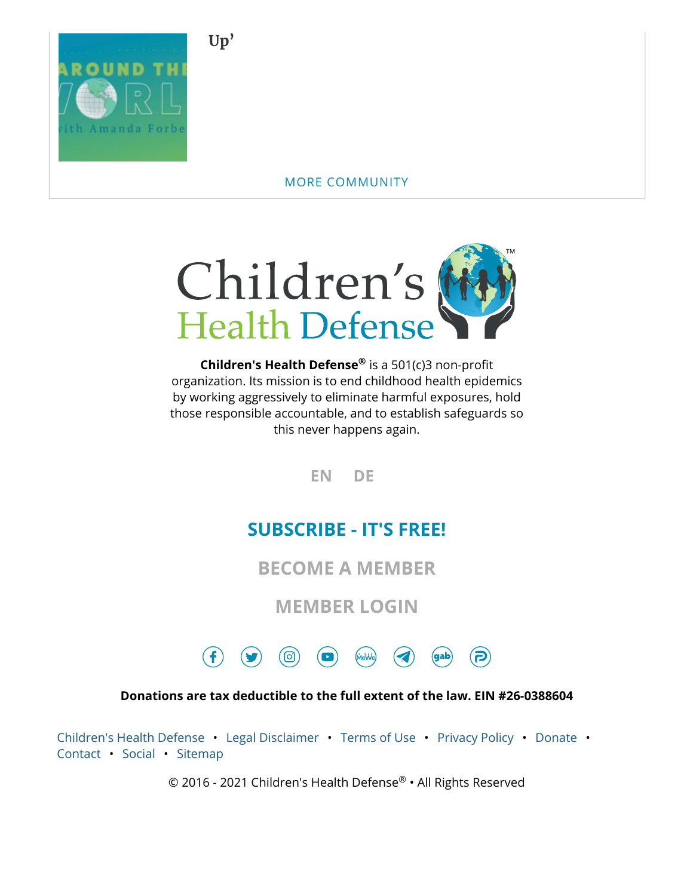Up'

MORE COMMUNITY

**Children's Health Defense®** is a 501(c)3 non-profit organization. Its mission is to end childhood health epidemics by working aggressively to eliminate harmful exposures, hold those responsible accountable, and to establish safeguards so this never happens again.

EN DE

**SUBSCRIBE - IT'S FREE!**

**BECOME A MEMBER**

**MEMBER LOGIN**

**Donations are tax deductible to the full extent of the law. EIN #26-0388604**

Children's Health Defense • Legal Disclaimer • Terms of Use • Privacy Policy • Donate • Contact • Social • Sitemap

© 2016 - 2021 Children's Health Defense® • All Rights Reserved